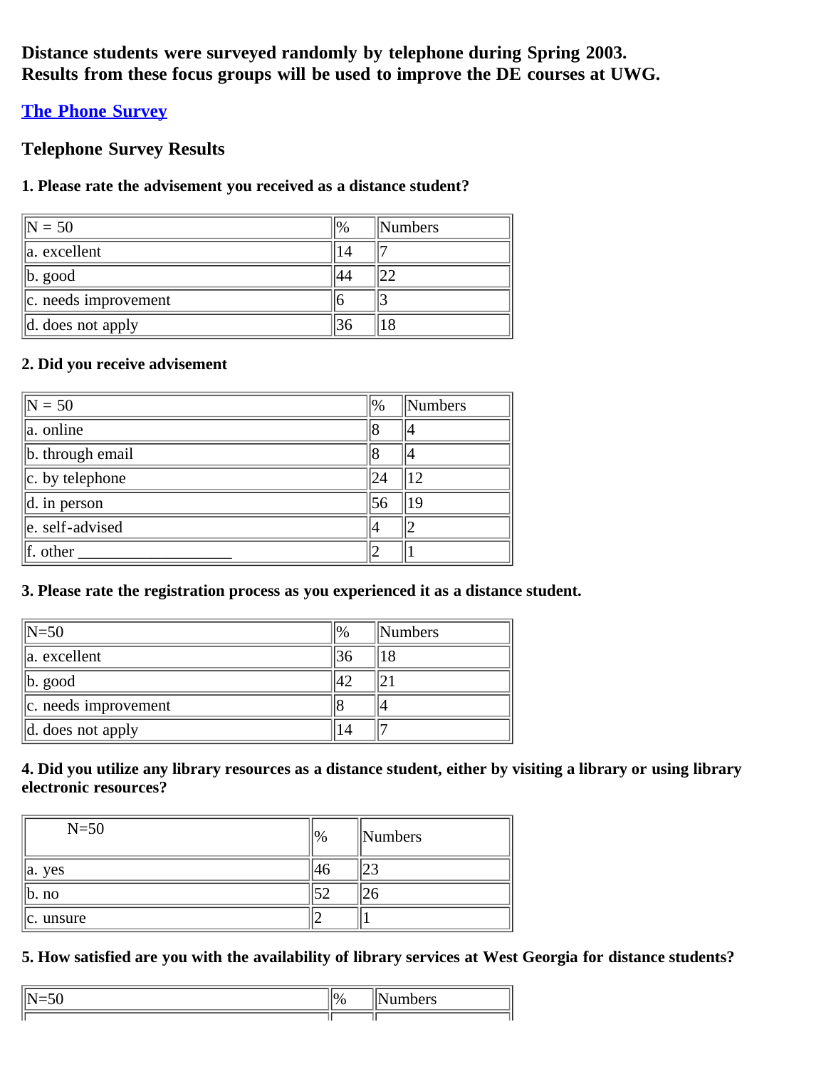**Distance students were surveyed randomly by telephone during Spring 2003.**
**Results from these focus groups will be used to improve the DE courses at UWG.**

## [The Phone Survey]

### Telephone Survey Results

**1. Please rate the advisement you received as a distance student?**

| N = 50 | % | Numbers |
|---|---|---|
| a. excellent | 14 | 7 |
| b. good | 44 | 22 |
| c. needs improvement | 6 | 3 |
| d. does not apply | 36 | 18 |

**2. Did you receive advisement**

| N = 50 | % | Numbers |
|---|---|---|
| a. online | 8 | 4 |
| b. through email | 8 | 4 |
| c. by telephone | 24 | 12 |
| d. in person | 56 | 19 |
| e. self-advised | 4 | 2 |
| f. other ___________________ | 2 | 1 |

**3. Please rate the registration process as you experienced it as a distance student.**

| N=50 | % | Numbers |
|---|---|---|
| a. excellent | 36 | 18 |
| b. good | 42 | 21 |
| c. needs improvement | 8 | 4 |
| d. does not apply | 14 | 7 |

**4. Did you utilize any library resources as a distance student, either by visiting a library or using library electronic resources?**

| N=50 | % | Numbers |
|---|---|---|
| a. yes | 46 | 23 |
| b. no | 52 | 26 |
| c. unsure | 2 | 1 |

**5. How satisfied are you with the availability of library services at West Georgia for distance students?**

| N=50 | % | Numbers |
|---|---|---|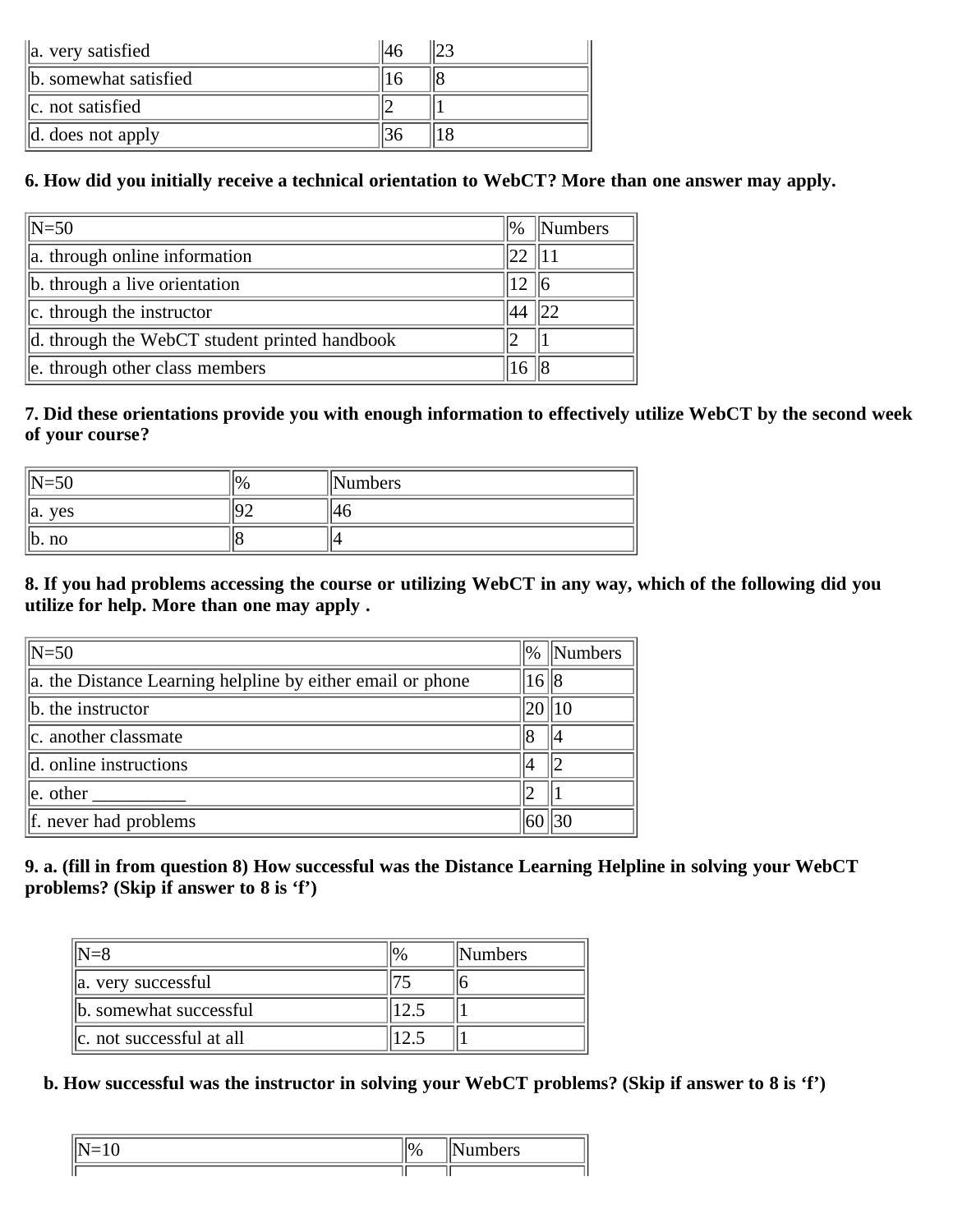| a. very satisfied | 46 | 23 |
|---|---|---|
| b. somewhat satisfied | 16 | 8 |
| c. not satisfied | 2 | 1 |
| d. does not apply | 36 | 18 |

**6. How did you initially receive a technical orientation to WebCT? More than one answer may apply.**

| N=50 | % | Numbers |
|---|---|---|
| a. through online information | 22 | 11 |
| b. through a live orientation | 12 | 6 |
| c. through the instructor | 44 | 22 |
| d. through the WebCT student printed handbook | 2 | 1 |
| e. through other class members | 16 | 8 |

**7. Did these orientations provide you with enough information to effectively utilize WebCT by the second week of your course?**

| N=50 | % | Numbers |
|---|---|---|
| a. yes | 92 | 46 |
| b. no | 8 | 4 |

**8. If you had problems accessing the course or utilizing WebCT in any way, which of the following did you utilize for help. More than one may apply .**

| N=50 | % | Numbers |
|---|---|---|
| a. the Distance Learning helpline by either email or phone | 16 | 8 |
| b. the instructor | 20 | 10 |
| c. another classmate | 8 | 4 |
| d. online instructions | 4 | 2 |
| e. other __________ | 2 | 1 |
| f. never had problems | 60 | 30 |

**9. a. (fill in from question 8) How successful was the Distance Learning Helpline in solving your WebCT problems? (Skip if answer to 8 is 'f')**

| N=8 | % | Numbers |
|---|---|---|
| a. very successful | 75 | 6 |
| b. somewhat successful | 12.5 | 1 |
| c. not successful at all | 12.5 | 1 |

**b. How successful was the instructor in solving your WebCT problems? (Skip if answer to 8 is 'f')**

| N=10 | % | Numbers |
|---|---|---|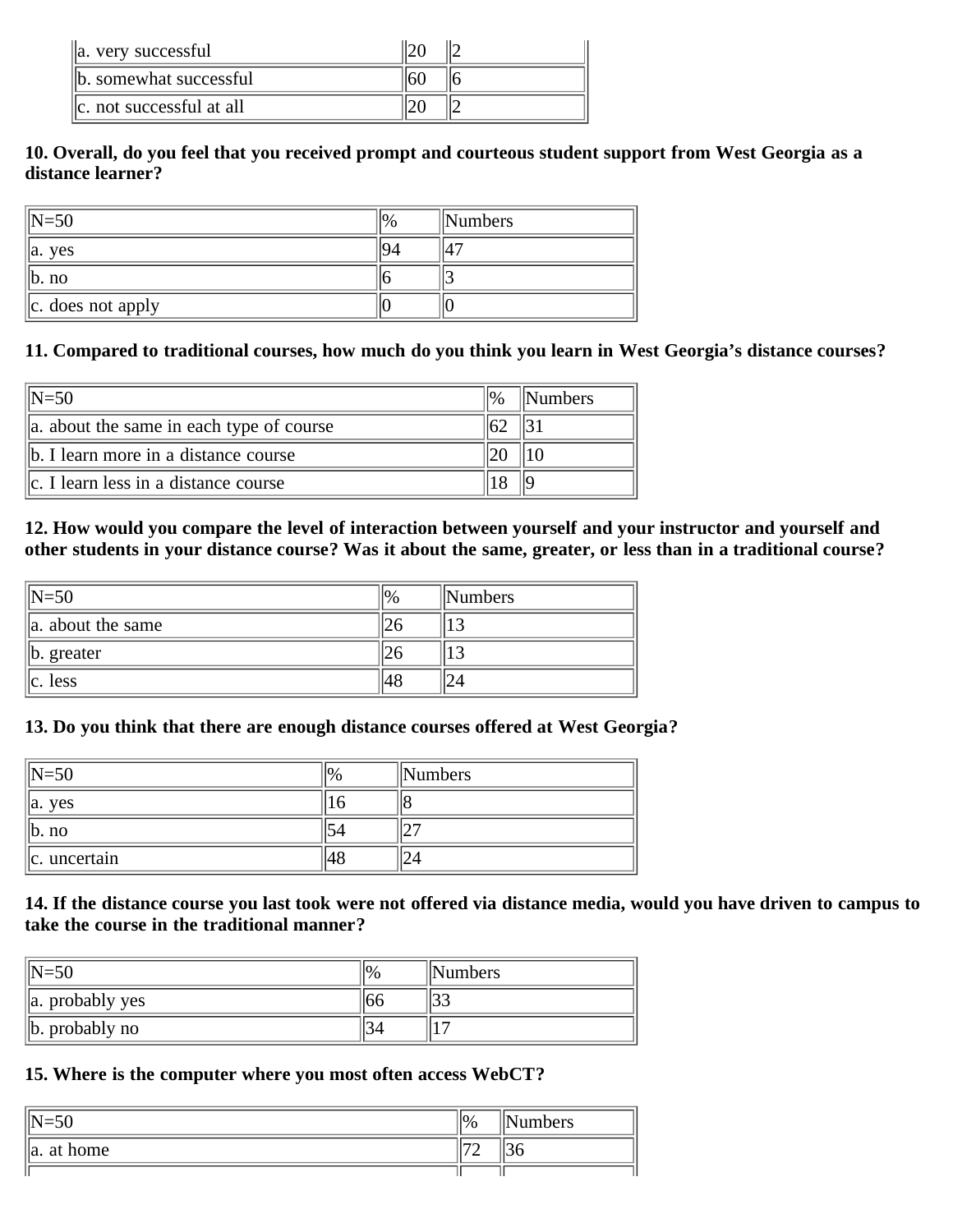| | | |
|---|---|---|
| a. very successful | 20 | 2 |
| b. somewhat successful | 60 | 6 |
| c. not successful at all | 20 | 2 |

**10. Overall, do you feel that you received prompt and courteous student support from West Georgia as a distance learner?**

| N=50 | % | Numbers |
|---|---|---|
| a. yes | 94 | 47 |
| b. no | 6 | 3 |
| c. does not apply | 0 | 0 |

**11. Compared to traditional courses, how much do you think you learn in West Georgia's distance courses?**

| N=50 | % | Numbers |
|---|---|---|
| a. about the same in each type of course | 62 | 31 |
| b. I learn more in a distance course | 20 | 10 |
| c. I learn less in a distance course | 18 | 9 |

**12. How would you compare the level of interaction between yourself and your instructor and yourself and other students in your distance course? Was it about the same, greater, or less than in a traditional course?**

| N=50 | % | Numbers |
|---|---|---|
| a. about the same | 26 | 13 |
| b. greater | 26 | 13 |
| c. less | 48 | 24 |

**13. Do you think that there are enough distance courses offered at West Georgia?**

| N=50 | % | Numbers |
|---|---|---|
| a. yes | 16 | 8 |
| b. no | 54 | 27 |
| c. uncertain | 48 | 24 |

**14. If the distance course you last took were not offered via distance media, would you have driven to campus to take the course in the traditional manner?**

| N=50 | % | Numbers |
|---|---|---|
| a. probably yes | 66 | 33 |
| b. probably no | 34 | 17 |

**15. Where is the computer where you most often access WebCT?**

| N=50 | % | Numbers |
|---|---|---|
| a. at home | 72 | 36 |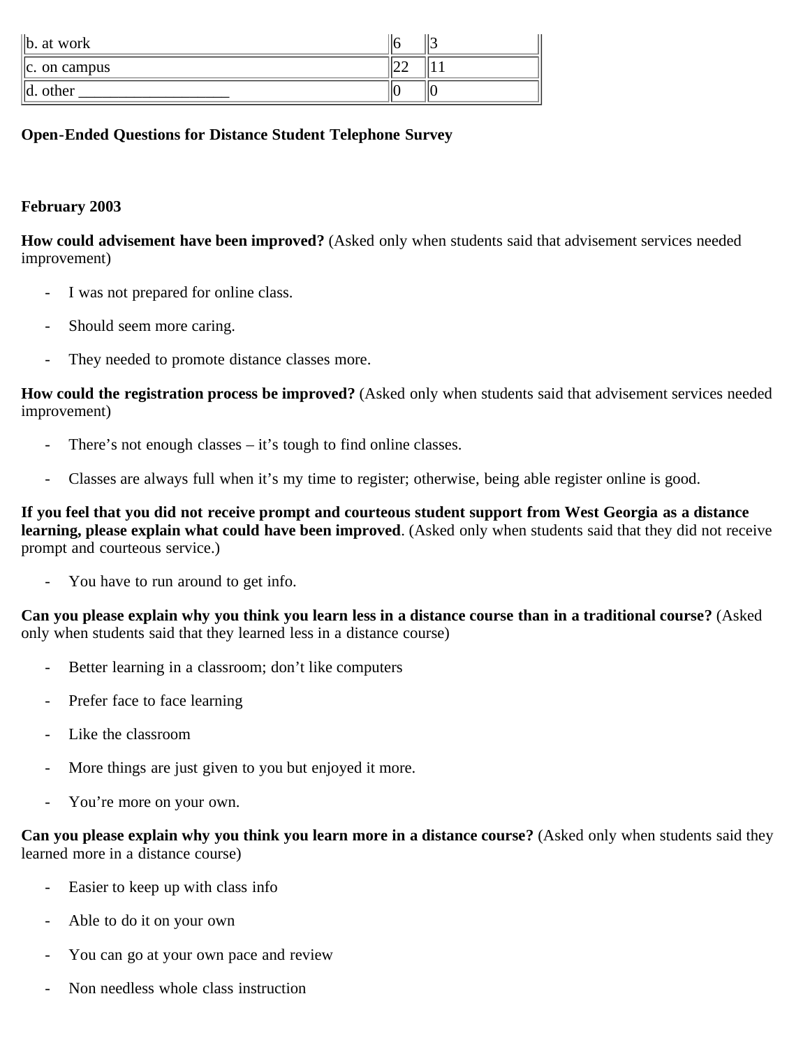| b. at work | 6 | 3 |
|---|---|---|
| c. on campus | 22 | 11 |
| d. other ___________________ | 0 | 0 |

**Open-Ended Questions for Distance Student Telephone Survey**

**February 2003**

**How could advisement have been improved?** (Asked only when students said that advisement services needed improvement)

- I was not prepared for online class.
- Should seem more caring.
- They needed to promote distance classes more.

**How could the registration process be improved?** (Asked only when students said that advisement services needed improvement)

- There's not enough classes – it's tough to find online classes.
- Classes are always full when it's my time to register; otherwise, being able register online is good.

**If you feel that you did not receive prompt and courteous student support from West Georgia as a distance learning, please explain what could have been improved**. (Asked only when students said that they did not receive prompt and courteous service.)

- You have to run around to get info.

**Can you please explain why you think you learn less in a distance course than in a traditional course?** (Asked only when students said that they learned less in a distance course)

- Better learning in a classroom; don't like computers
- Prefer face to face learning
- Like the classroom
- More things are just given to you but enjoyed it more.
- You're more on your own.

**Can you please explain why you think you learn more in a distance course?** (Asked only when students said they learned more in a distance course)

- Easier to keep up with class info
- Able to do it on your own
- You can go at your own pace and review
- Non needless whole class instruction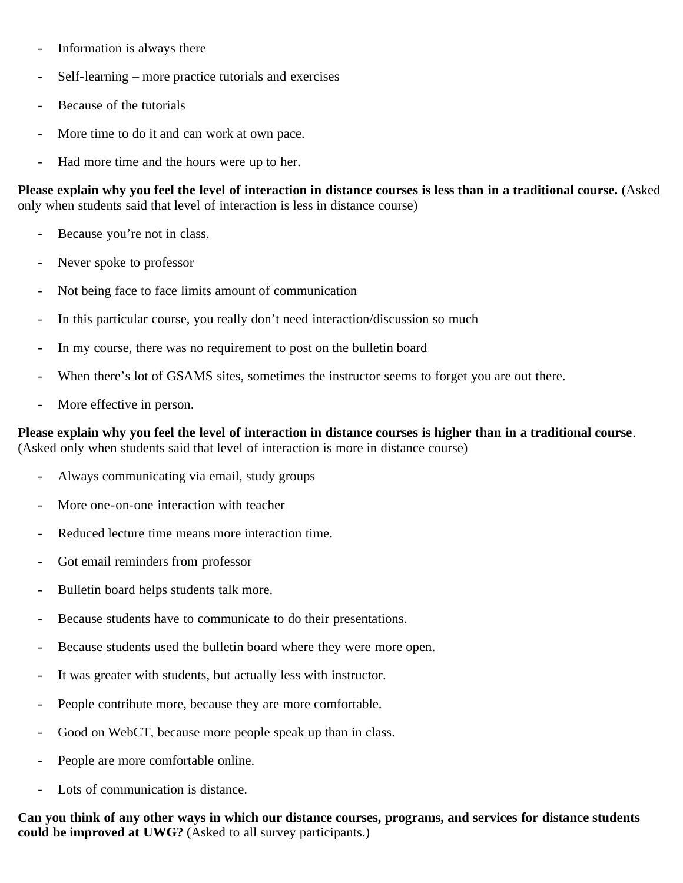- Information is always there
- Self-learning – more practice tutorials and exercises
- Because of the tutorials
- More time to do it and can work at own pace.
- Had more time and the hours were up to her.

**Please explain why you feel the level of interaction in distance courses is less than in a traditional course.** (Asked only when students said that level of interaction is less in distance course)

- Because you're not in class.
- Never spoke to professor
- Not being face to face limits amount of communication
- In this particular course, you really don't need interaction/discussion so much
- In my course, there was no requirement to post on the bulletin board
- When there's lot of GSAMS sites, sometimes the instructor seems to forget you are out there.
- More effective in person.

**Please explain why you feel the level of interaction in distance courses is higher than in a traditional course**. (Asked only when students said that level of interaction is more in distance course)

- Always communicating via email, study groups
- More one-on-one interaction with teacher
- Reduced lecture time means more interaction time.
- Got email reminders from professor
- Bulletin board helps students talk more.
- Because students have to communicate to do their presentations.
- Because students used the bulletin board where they were more open.
- It was greater with students, but actually less with instructor.
- People contribute more, because they are more comfortable.
- Good on WebCT, because more people speak up than in class.
- People are more comfortable online.
- Lots of communication is distance.

**Can you think of any other ways in which our distance courses, programs, and services for distance students could be improved at UWG?** (Asked to all survey participants.)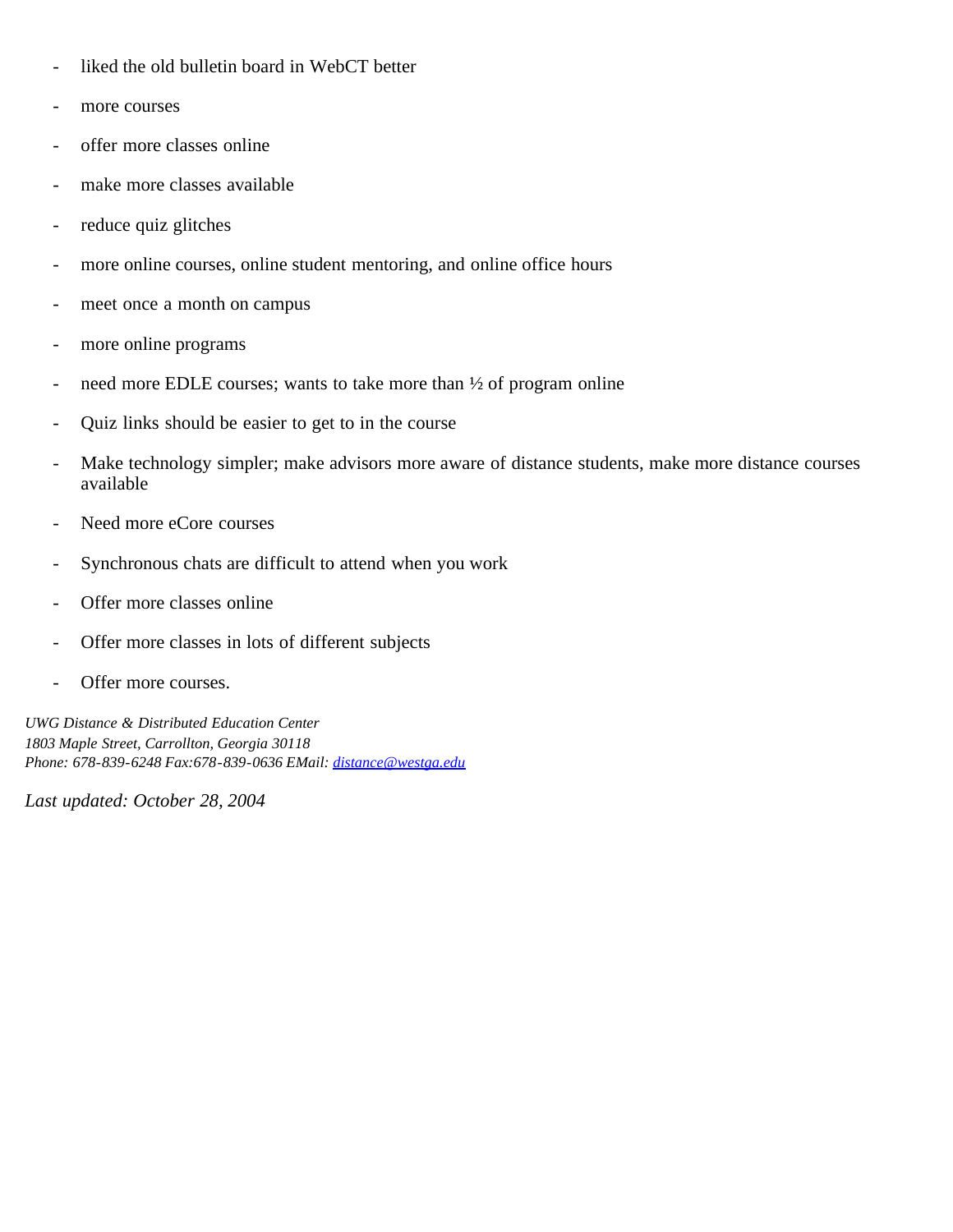- liked the old bulletin board in WebCT better
- more courses
- offer more classes online
- make more classes available
- reduce quiz glitches
- more online courses, online student mentoring, and online office hours
- meet once a month on campus
- more online programs
- need more EDLE courses; wants to take more than ½ of program online
- Quiz links should be easier to get to in the course
- Make technology simpler; make advisors more aware of distance students, make more distance courses available
- Need more eCore courses
- Synchronous chats are difficult to attend when you work
- Offer more classes online
- Offer more classes in lots of different subjects
- Offer more courses.

*UWG Distance & Distributed Education Center*
*1803 Maple Street, Carrollton, Georgia 30118*
*Phone: 678-839-6248 Fax:678-839-0636 EMail: distance@westga.edu*

*Last updated: October 28, 2004*